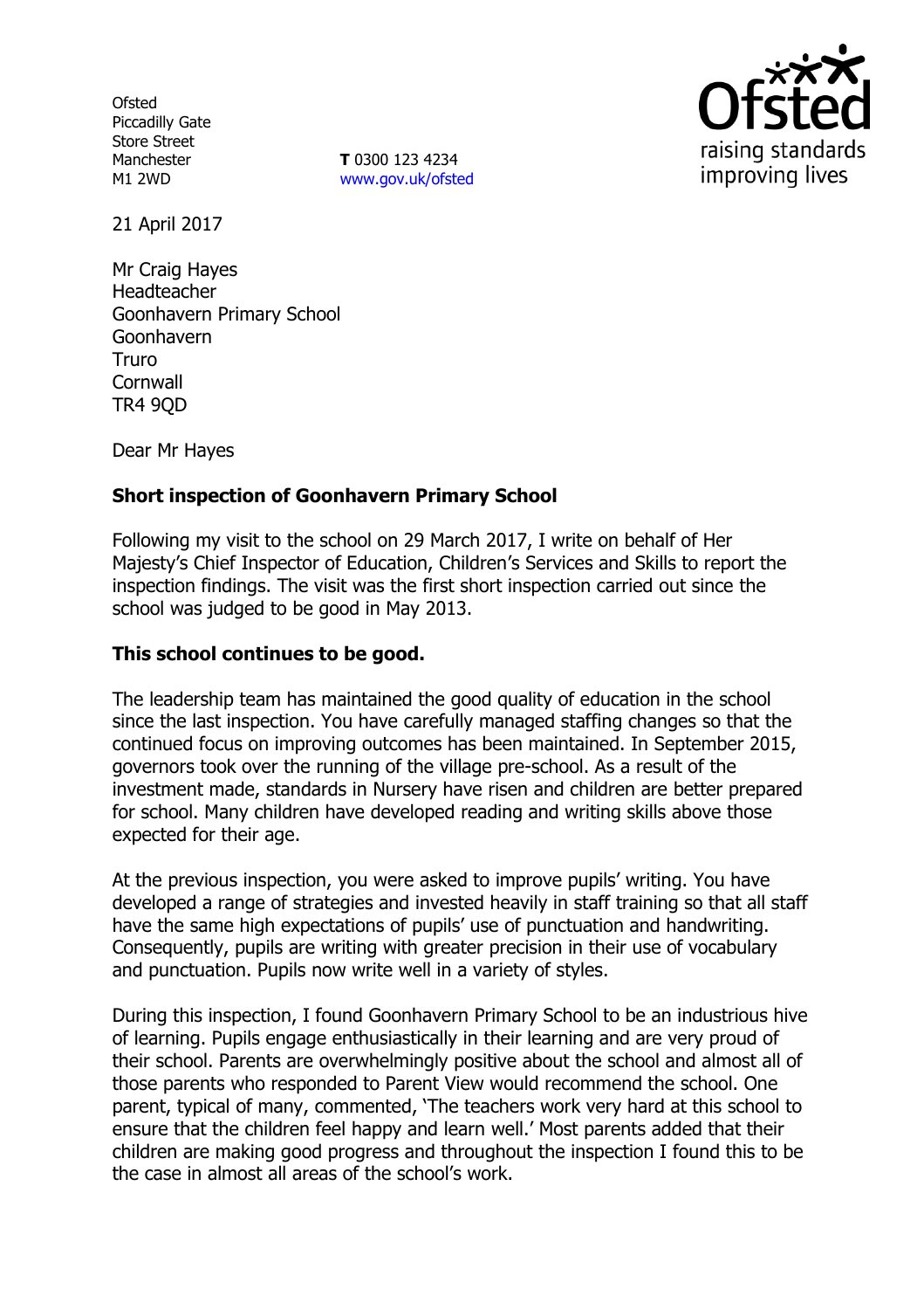Ofsted
Piccadilly Gate
Store Street
Manchester
M1 2WD

**T** 0300 123 4234
www.gov.uk/ofsted

21 April 2017

Mr Craig Hayes
Headteacher
Goonhavern Primary School
Goonhavern
Truro
Cornwall
TR4 9QD

Dear Mr Hayes

**Short inspection of Goonhavern Primary School**

Following my visit to the school on 29 March 2017, I write on behalf of Her Majesty's Chief Inspector of Education, Children's Services and Skills to report the inspection findings. The visit was the first short inspection carried out since the school was judged to be good in May 2013.

**This school continues to be good.**

The leadership team has maintained the good quality of education in the school since the last inspection. You have carefully managed staffing changes so that the continued focus on improving outcomes has been maintained. In September 2015, governors took over the running of the village pre-school. As a result of the investment made, standards in Nursery have risen and children are better prepared for school. Many children have developed reading and writing skills above those expected for their age.

At the previous inspection, you were asked to improve pupils' writing. You have developed a range of strategies and invested heavily in staff training so that all staff have the same high expectations of pupils' use of punctuation and handwriting. Consequently, pupils are writing with greater precision in their use of vocabulary and punctuation. Pupils now write well in a variety of styles.

During this inspection, I found Goonhavern Primary School to be an industrious hive of learning. Pupils engage enthusiastically in their learning and are very proud of their school. Parents are overwhelmingly positive about the school and almost all of those parents who responded to Parent View would recommend the school. One parent, typical of many, commented, 'The teachers work very hard at this school to ensure that the children feel happy and learn well.' Most parents added that their children are making good progress and throughout the inspection I found this to be the case in almost all areas of the school's work.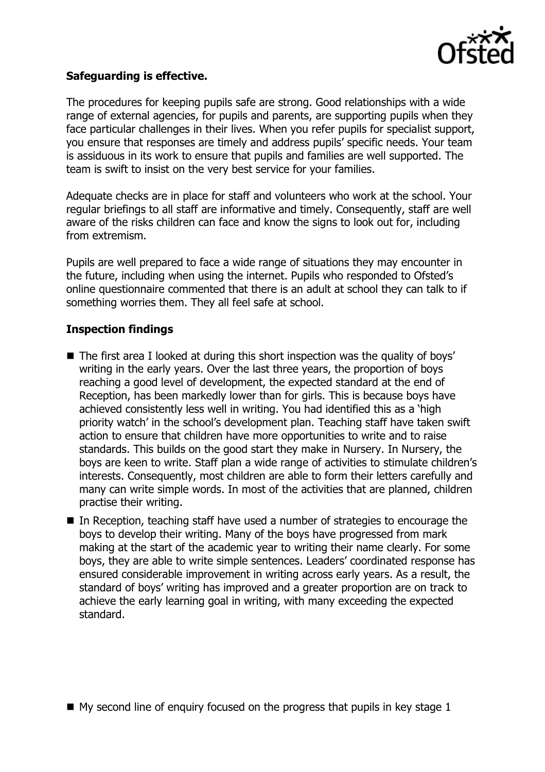**Safeguarding is effective.**

The procedures for keeping pupils safe are strong. Good relationships with a wide range of external agencies, for pupils and parents, are supporting pupils when they face particular challenges in their lives. When you refer pupils for specialist support, you ensure that responses are timely and address pupils' specific needs. Your team is assiduous in its work to ensure that pupils and families are well supported. The team is swift to insist on the very best service for your families.

Adequate checks are in place for staff and volunteers who work at the school. Your regular briefings to all staff are informative and timely. Consequently, staff are well aware of the risks children can face and know the signs to look out for, including from extremism.

Pupils are well prepared to face a wide range of situations they may encounter in the future, including when using the internet. Pupils who responded to Ofsted's online questionnaire commented that there is an adult at school they can talk to if something worries them. They all feel safe at school.

## Inspection findings

- The first area I looked at during this short inspection was the quality of boys' writing in the early years. Over the last three years, the proportion of boys reaching a good level of development, the expected standard at the end of Reception, has been markedly lower than for girls. This is because boys have achieved consistently less well in writing. You had identified this as a 'high priority watch' in the school's development plan. Teaching staff have taken swift action to ensure that children have more opportunities to write and to raise standards. This builds on the good start they make in Nursery. In Nursery, the boys are keen to write. Staff plan a wide range of activities to stimulate children's interests. Consequently, most children are able to form their letters carefully and many can write simple words. In most of the activities that are planned, children practise their writing.
- In Reception, teaching staff have used a number of strategies to encourage the boys to develop their writing. Many of the boys have progressed from mark making at the start of the academic year to writing their name clearly. For some boys, they are able to write simple sentences. Leaders' coordinated response has ensured considerable improvement in writing across early years. As a result, the standard of boys' writing has improved and a greater proportion are on track to achieve the early learning goal in writing, with many exceeding the expected standard.
- My second line of enquiry focused on the progress that pupils in key stage 1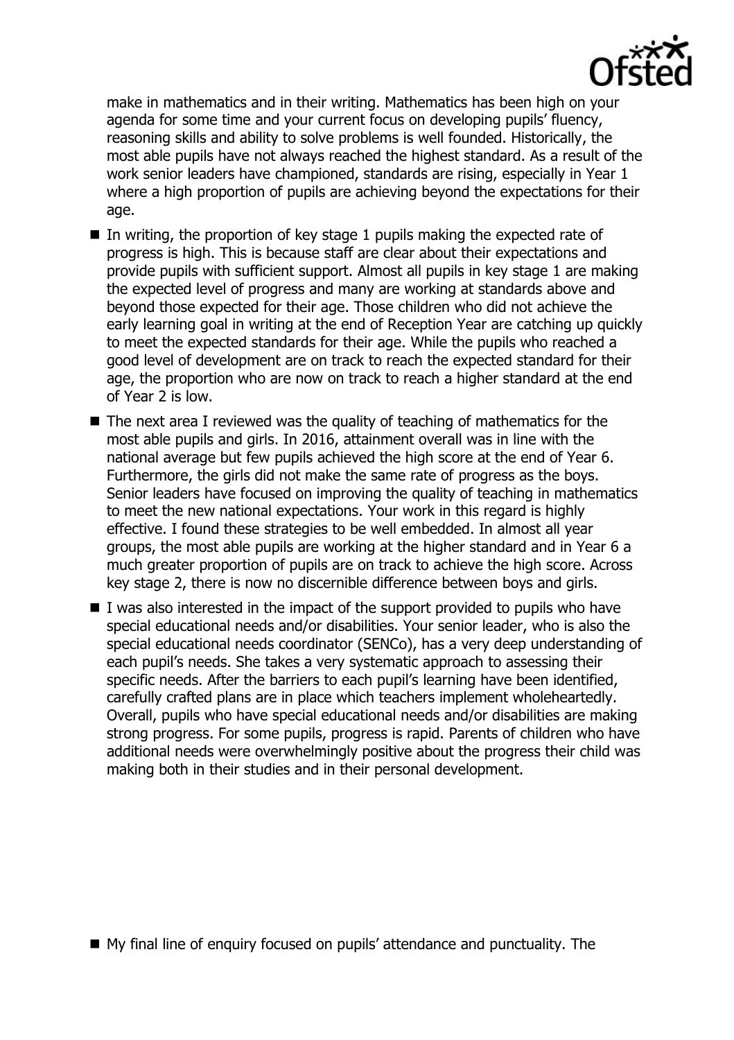make in mathematics and in their writing. Mathematics has been high on your agenda for some time and your current focus on developing pupils' fluency, reasoning skills and ability to solve problems is well founded. Historically, the most able pupils have not always reached the highest standard. As a result of the work senior leaders have championed, standards are rising, especially in Year 1 where a high proportion of pupils are achieving beyond the expectations for their age.

- In writing, the proportion of key stage 1 pupils making the expected rate of progress is high. This is because staff are clear about their expectations and provide pupils with sufficient support. Almost all pupils in key stage 1 are making the expected level of progress and many are working at standards above and beyond those expected for their age. Those children who did not achieve the early learning goal in writing at the end of Reception Year are catching up quickly to meet the expected standards for their age. While the pupils who reached a good level of development are on track to reach the expected standard for their age, the proportion who are now on track to reach a higher standard at the end of Year 2 is low.
- The next area I reviewed was the quality of teaching of mathematics for the most able pupils and girls. In 2016, attainment overall was in line with the national average but few pupils achieved the high score at the end of Year 6. Furthermore, the girls did not make the same rate of progress as the boys. Senior leaders have focused on improving the quality of teaching in mathematics to meet the new national expectations. Your work in this regard is highly effective. I found these strategies to be well embedded. In almost all year groups, the most able pupils are working at the higher standard and in Year 6 a much greater proportion of pupils are on track to achieve the high score. Across key stage 2, there is now no discernible difference between boys and girls.
- I was also interested in the impact of the support provided to pupils who have special educational needs and/or disabilities. Your senior leader, who is also the special educational needs coordinator (SENCo), has a very deep understanding of each pupil's needs. She takes a very systematic approach to assessing their specific needs. After the barriers to each pupil's learning have been identified, carefully crafted plans are in place which teachers implement wholeheartedly. Overall, pupils who have special educational needs and/or disabilities are making strong progress. For some pupils, progress is rapid. Parents of children who have additional needs were overwhelmingly positive about the progress their child was making both in their studies and in their personal development.
- My final line of enquiry focused on pupils' attendance and punctuality. The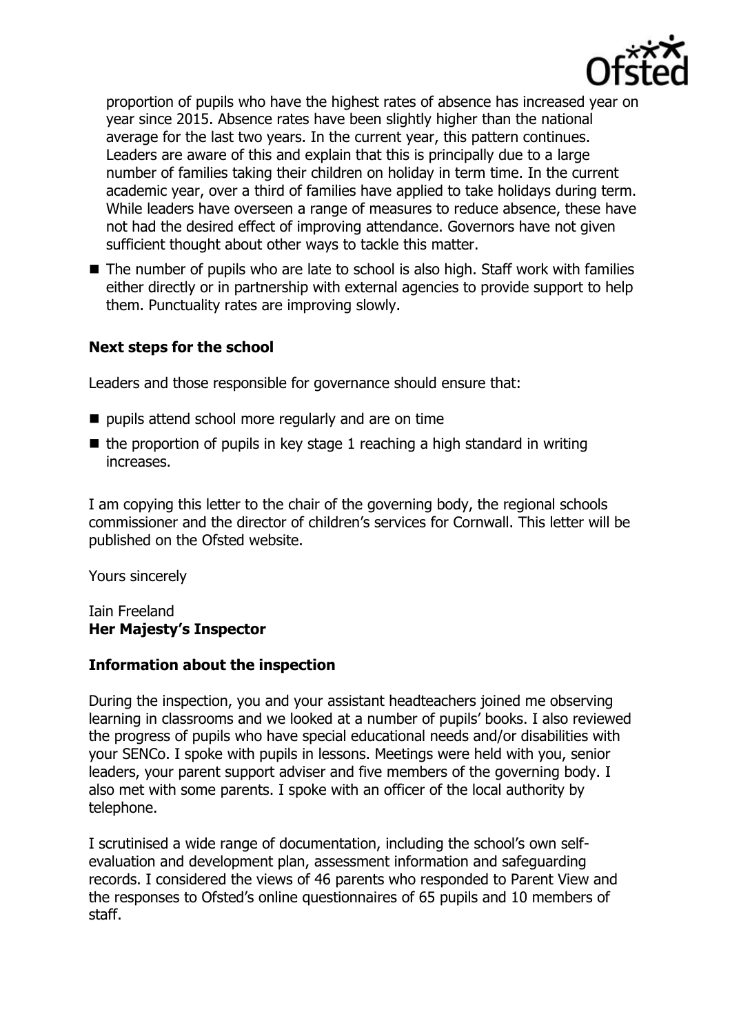proportion of pupils who have the highest rates of absence has increased year on year since 2015. Absence rates have been slightly higher than the national average for the last two years. In the current year, this pattern continues. Leaders are aware of this and explain that this is principally due to a large number of families taking their children on holiday in term time. In the current academic year, over a third of families have applied to take holidays during term. While leaders have overseen a range of measures to reduce absence, these have not had the desired effect of improving attendance. Governors have not given sufficient thought about other ways to tackle this matter.

- The number of pupils who are late to school is also high. Staff work with families either directly or in partnership with external agencies to provide support to help them. Punctuality rates are improving slowly.

### Next steps for the school

Leaders and those responsible for governance should ensure that:

- pupils attend school more regularly and are on time
- the proportion of pupils in key stage 1 reaching a high standard in writing increases.

I am copying this letter to the chair of the governing body, the regional schools commissioner and the director of children's services for Cornwall. This letter will be published on the Ofsted website.

Yours sincerely

Iain Freeland
**Her Majesty's Inspector**

### Information about the inspection

During the inspection, you and your assistant headteachers joined me observing learning in classrooms and we looked at a number of pupils' books. I also reviewed the progress of pupils who have special educational needs and/or disabilities with your SENCo. I spoke with pupils in lessons. Meetings were held with you, senior leaders, your parent support adviser and five members of the governing body. I also met with some parents. I spoke with an officer of the local authority by telephone.

I scrutinised a wide range of documentation, including the school's own self-evaluation and development plan, assessment information and safeguarding records. I considered the views of 46 parents who responded to Parent View and the responses to Ofsted's online questionnaires of 65 pupils and 10 members of staff.